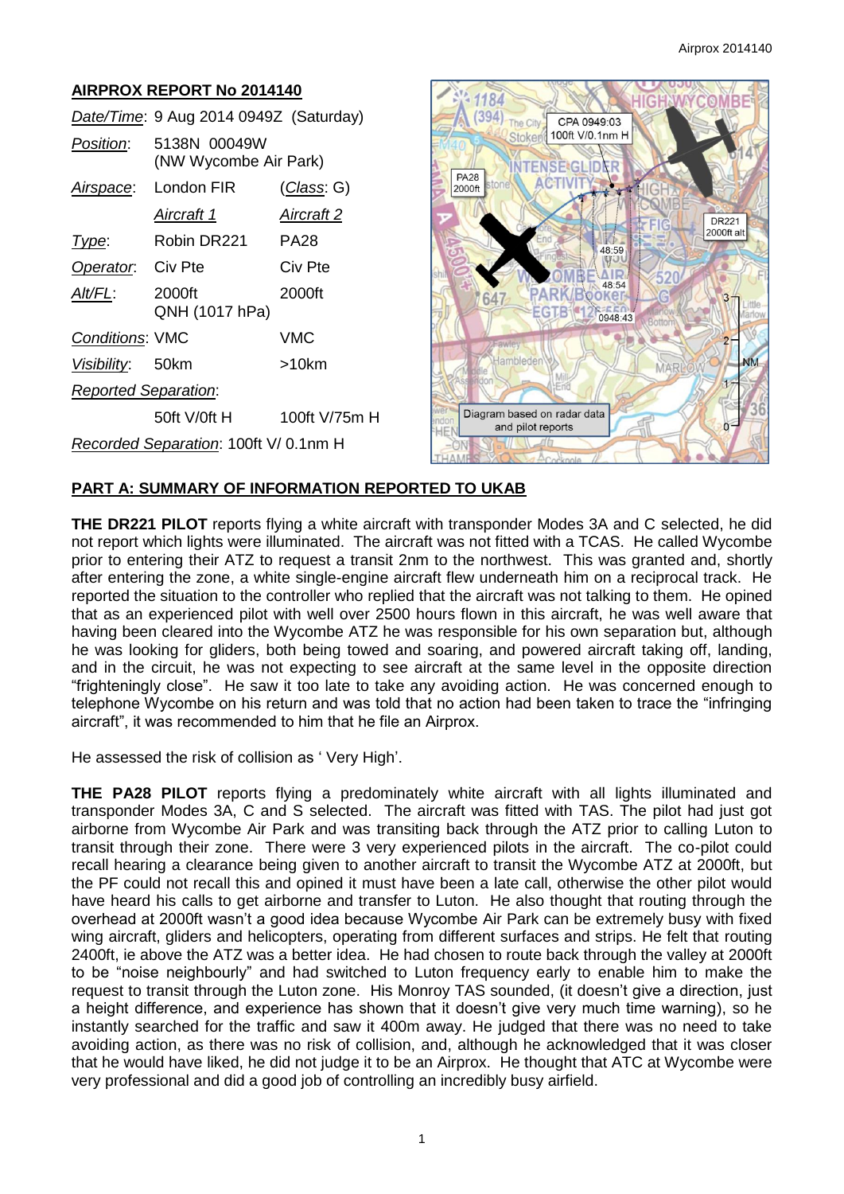## AIRPROX REPORT No 2014140

| | | |
|---|---|---|
| *Date/Time*: | 9 Aug 2014 0949Z (Saturday) | |
| *Position*: | 5138N 00049W (NW Wycombe Air Park) | |
| *Airspace*: | London FIR | (*Class*: G) |
| | *Aircraft 1* | *Aircraft 2* |
| *Type*: | Robin DR221 | PA28 |
| *Operator*: | Civ Pte | Civ Pte |
| *Alt/FL*: | 2000ft QNH (1017 hPa) | 2000ft |
| *Conditions*: | VMC | VMC |
| *Visibility*: | 50km | >10km |
| *Reported Separation*: | | |
| | 50ft V/0ft H | 100ft V/75m H |
| *Recorded Separation*: | 100ft V/ 0.1nm H | |

Diagram based on radar data and pilot reports

## PART A: SUMMARY OF INFORMATION REPORTED TO UKAB

**THE DR221 PILOT** reports flying a white aircraft with transponder Modes 3A and C selected, he did not report which lights were illuminated. The aircraft was not fitted with a TCAS. He called Wycombe prior to entering their ATZ to request a transit 2nm to the northwest. This was granted and, shortly after entering the zone, a white single-engine aircraft flew underneath him on a reciprocal track. He reported the situation to the controller who replied that the aircraft was not talking to them. He opined that as an experienced pilot with well over 2500 hours flown in this aircraft, he was well aware that having been cleared into the Wycombe ATZ he was responsible for his own separation but, although he was looking for gliders, both being towed and soaring, and powered aircraft taking off, landing, and in the circuit, he was not expecting to see aircraft at the same level in the opposite direction "frighteningly close". He saw it too late to take any avoiding action. He was concerned enough to telephone Wycombe on his return and was told that no action had been taken to trace the "infringing aircraft", it was recommended to him that he file an Airprox.

He assessed the risk of collision as ' Very High'.

**THE PA28 PILOT** reports flying a predominately white aircraft with all lights illuminated and transponder Modes 3A, C and S selected. The aircraft was fitted with TAS. The pilot had just got airborne from Wycombe Air Park and was transiting back through the ATZ prior to calling Luton to transit through their zone. There were 3 very experienced pilots in the aircraft. The co-pilot could recall hearing a clearance being given to another aircraft to transit the Wycombe ATZ at 2000ft, but the PF could not recall this and opined it must have been a late call, otherwise the other pilot would have heard his calls to get airborne and transfer to Luton. He also thought that routing through the overhead at 2000ft wasn't a good idea because Wycombe Air Park can be extremely busy with fixed wing aircraft, gliders and helicopters, operating from different surfaces and strips. He felt that routing 2400ft, ie above the ATZ was a better idea. He had chosen to route back through the valley at 2000ft to be "noise neighbourly" and had switched to Luton frequency early to enable him to make the request to transit through the Luton zone. His Monroy TAS sounded, (it doesn't give a direction, just a height difference, and experience has shown that it doesn't give very much time warning), so he instantly searched for the traffic and saw it 400m away. He judged that there was no need to take avoiding action, as there was no risk of collision, and, although he acknowledged that it was closer that he would have liked, he did not judge it to be an Airprox. He thought that ATC at Wycombe were very professional and did a good job of controlling an incredibly busy airfield.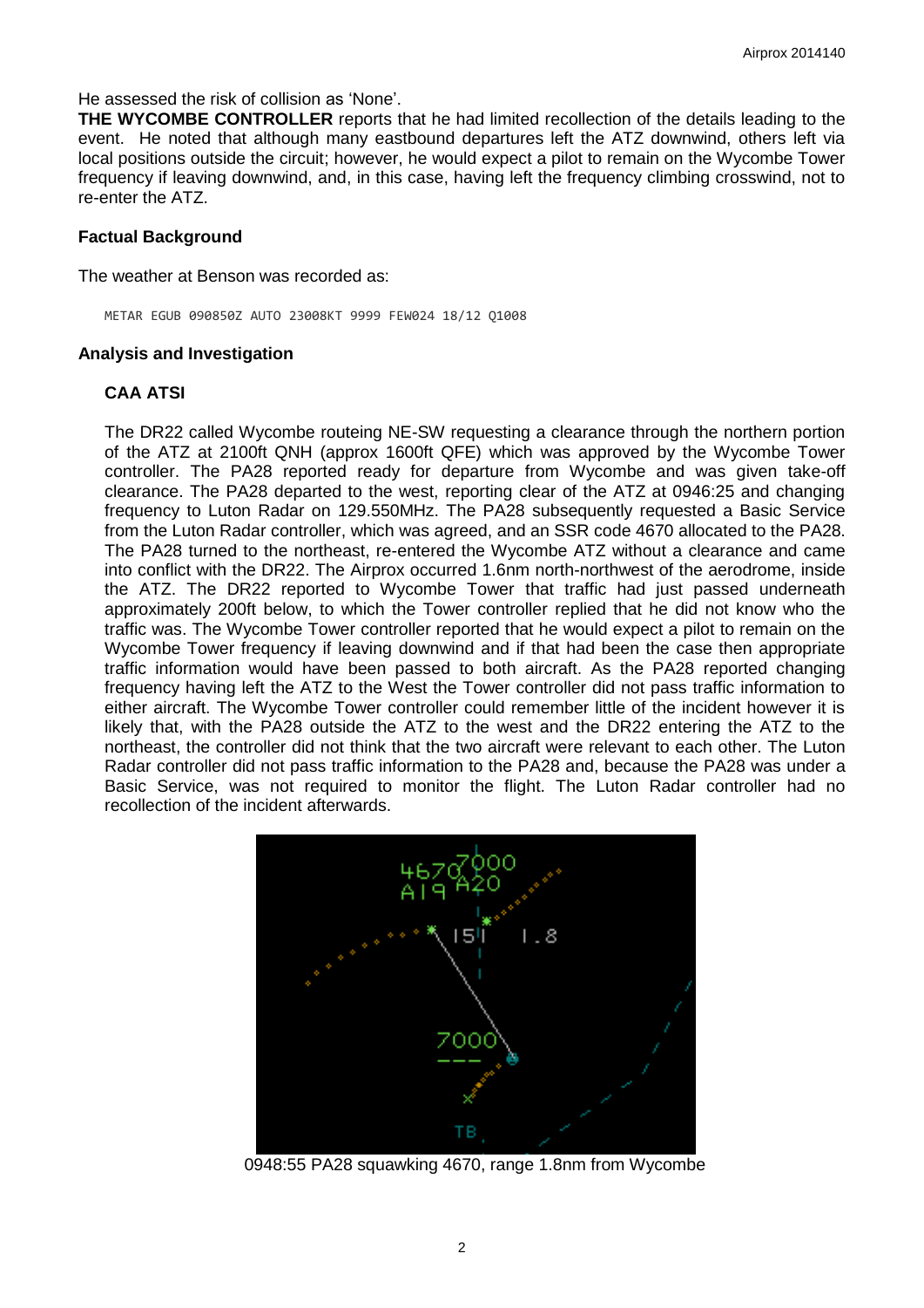He assessed the risk of collision as 'None'.

**THE WYCOMBE CONTROLLER** reports that he had limited recollection of the details leading to the event. He noted that although many eastbound departures left the ATZ downwind, others left via local positions outside the circuit; however, he would expect a pilot to remain on the Wycombe Tower frequency if leaving downwind, and, in this case, having left the frequency climbing crosswind, not to re-enter the ATZ.

### Factual Background

The weather at Benson was recorded as:

```
METAR EGUB 090850Z AUTO 23008KT 9999 FEW024 18/12 Q1008
```

### Analysis and Investigation

#### CAA ATSI

The DR22 called Wycombe routeing NE-SW requesting a clearance through the northern portion of the ATZ at 2100ft QNH (approx 1600ft QFE) which was approved by the Wycombe Tower controller. The PA28 reported ready for departure from Wycombe and was given take-off clearance. The PA28 departed to the west, reporting clear of the ATZ at 0946:25 and changing frequency to Luton Radar on 129.550MHz. The PA28 subsequently requested a Basic Service from the Luton Radar controller, which was agreed, and an SSR code 4670 allocated to the PA28. The PA28 turned to the northeast, re-entered the Wycombe ATZ without a clearance and came into conflict with the DR22. The Airprox occurred 1.6nm north-northwest of the aerodrome, inside the ATZ. The DR22 reported to Wycombe Tower that traffic had just passed underneath approximately 200ft below, to which the Tower controller replied that he did not know who the traffic was. The Wycombe Tower controller reported that he would expect a pilot to remain on the Wycombe Tower frequency if leaving downwind and if that had been the case then appropriate traffic information would have been passed to both aircraft. As the PA28 reported changing frequency having left the ATZ to the West the Tower controller did not pass traffic information to either aircraft. The Wycombe Tower controller could remember little of the incident however it is likely that, with the PA28 outside the ATZ to the west and the DR22 entering the ATZ to the northeast, the controller did not think that the two aircraft were relevant to each other. The Luton Radar controller did not pass traffic information to the PA28 and, because the PA28 was under a Basic Service, was not required to monitor the flight. The Luton Radar controller had no recollection of the incident afterwards.

0948:55 PA28 squawking 4670, range 1.8nm from Wycombe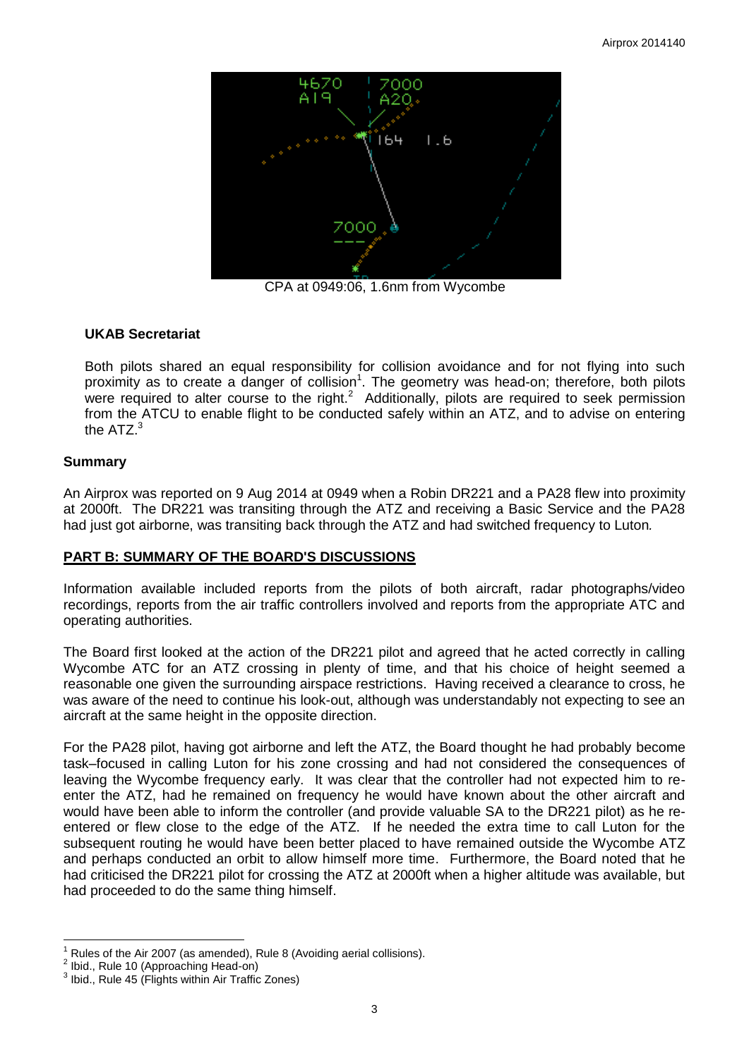CPA at 0949:06, 1.6nm from Wycombe

### UKAB Secretariat

Both pilots shared an equal responsibility for collision avoidance and for not flying into such proximity as to create a danger of collision[1]. The geometry was head-on; therefore, both pilots were required to alter course to the right.[2] Additionally, pilots are required to seek permission from the ATCU to enable flight to be conducted safely within an ATZ, and to advise on entering the ATZ.[3]

## Summary

An Airprox was reported on 9 Aug 2014 at 0949 when a Robin DR221 and a PA28 flew into proximity at 2000ft. The DR221 was transiting through the ATZ and receiving a Basic Service and the PA28 had just got airborne, was transiting back through the ATZ and had switched frequency to Luton.

## PART B: SUMMARY OF THE BOARD'S DISCUSSIONS

Information available included reports from the pilots of both aircraft, radar photographs/video recordings, reports from the air traffic controllers involved and reports from the appropriate ATC and operating authorities.

The Board first looked at the action of the DR221 pilot and agreed that he acted correctly in calling Wycombe ATC for an ATZ crossing in plenty of time, and that his choice of height seemed a reasonable one given the surrounding airspace restrictions. Having received a clearance to cross, he was aware of the need to continue his look-out, although was understandably not expecting to see an aircraft at the same height in the opposite direction.

For the PA28 pilot, having got airborne and left the ATZ, the Board thought he had probably become task–focused in calling Luton for his zone crossing and had not considered the consequences of leaving the Wycombe frequency early. It was clear that the controller had not expected him to re-enter the ATZ, had he remained on frequency he would have known about the other aircraft and would have been able to inform the controller (and provide valuable SA to the DR221 pilot) as he re-entered or flew close to the edge of the ATZ. If he needed the extra time to call Luton for the subsequent routing he would have been better placed to have remained outside the Wycombe ATZ and perhaps conducted an orbit to allow himself more time. Furthermore, the Board noted that he had criticised the DR221 pilot for crossing the ATZ at 2000ft when a higher altitude was available, but had proceeded to do the same thing himself.

[1] Rules of the Air 2007 (as amended), Rule 8 (Avoiding aerial collisions).
[2] Ibid., Rule 10 (Approaching Head-on)
[3] Ibid., Rule 45 (Flights within Air Traffic Zones)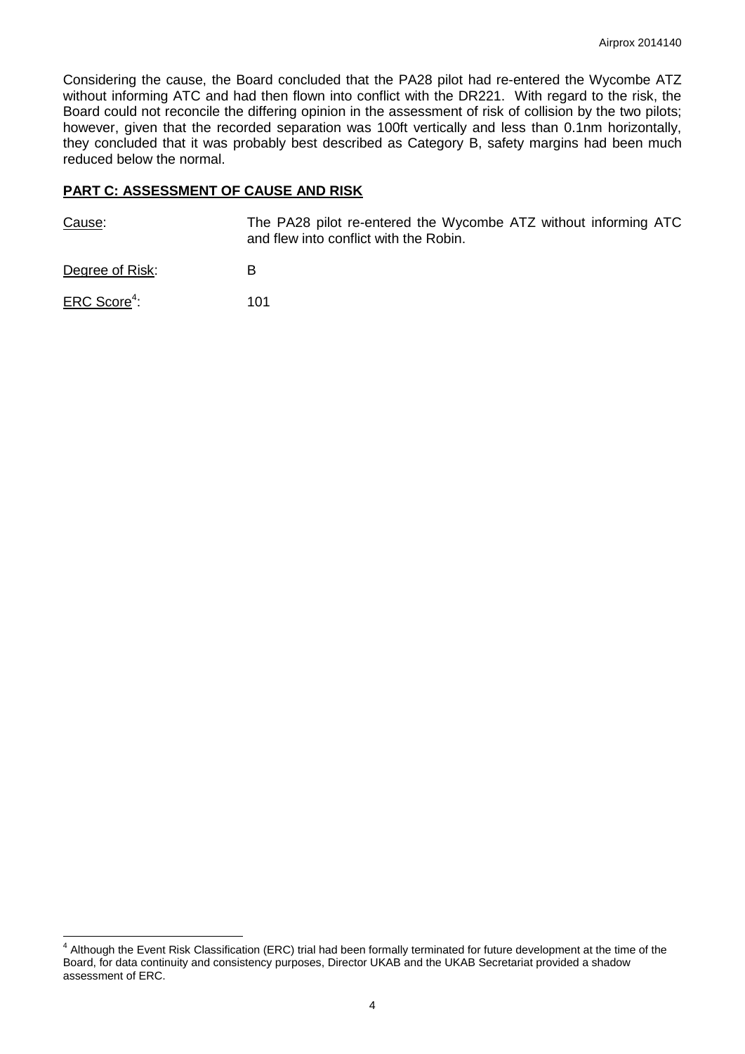Considering the cause, the Board concluded that the PA28 pilot had re-entered the Wycombe ATZ without informing ATC and had then flown into conflict with the DR221. With regard to the risk, the Board could not reconcile the differing opinion in the assessment of risk of collision by the two pilots; however, given that the recorded separation was 100ft vertically and less than 0.1nm horizontally, they concluded that it was probably best described as Category B, safety margins had been much reduced below the normal.

## PART C: ASSESSMENT OF CAUSE AND RISK

Cause: The PA28 pilot re-entered the Wycombe ATZ without informing ATC and flew into conflict with the Robin.

Degree of Risk: B

ERC Score[4]: 101

[4] Although the Event Risk Classification (ERC) trial had been formally terminated for future development at the time of the Board, for data continuity and consistency purposes, Director UKAB and the UKAB Secretariat provided a shadow assessment of ERC.